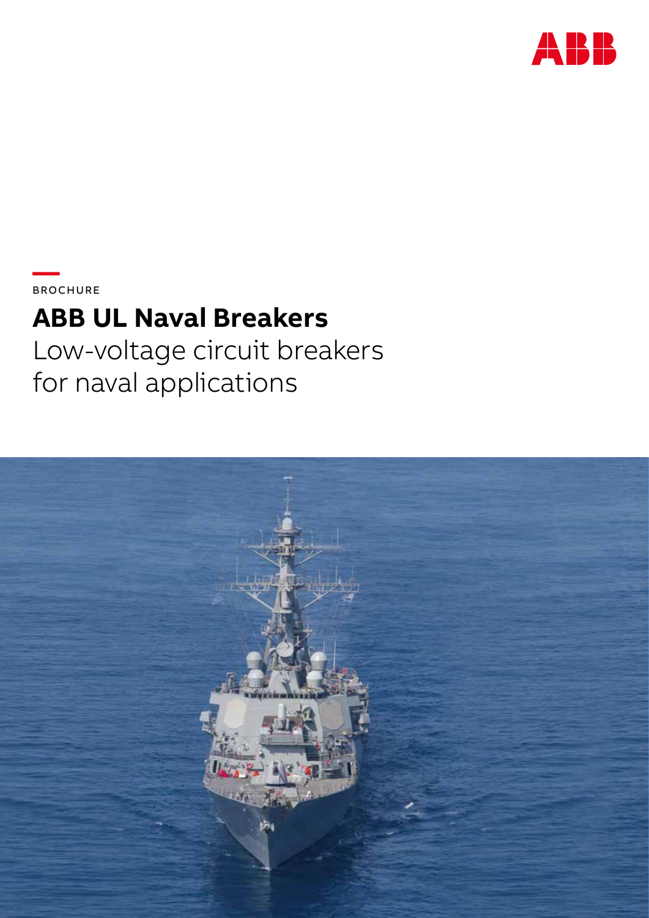ABB

BROCHURE

# ABB UL Naval Breakers

Low-voltage circuit breakers for naval applications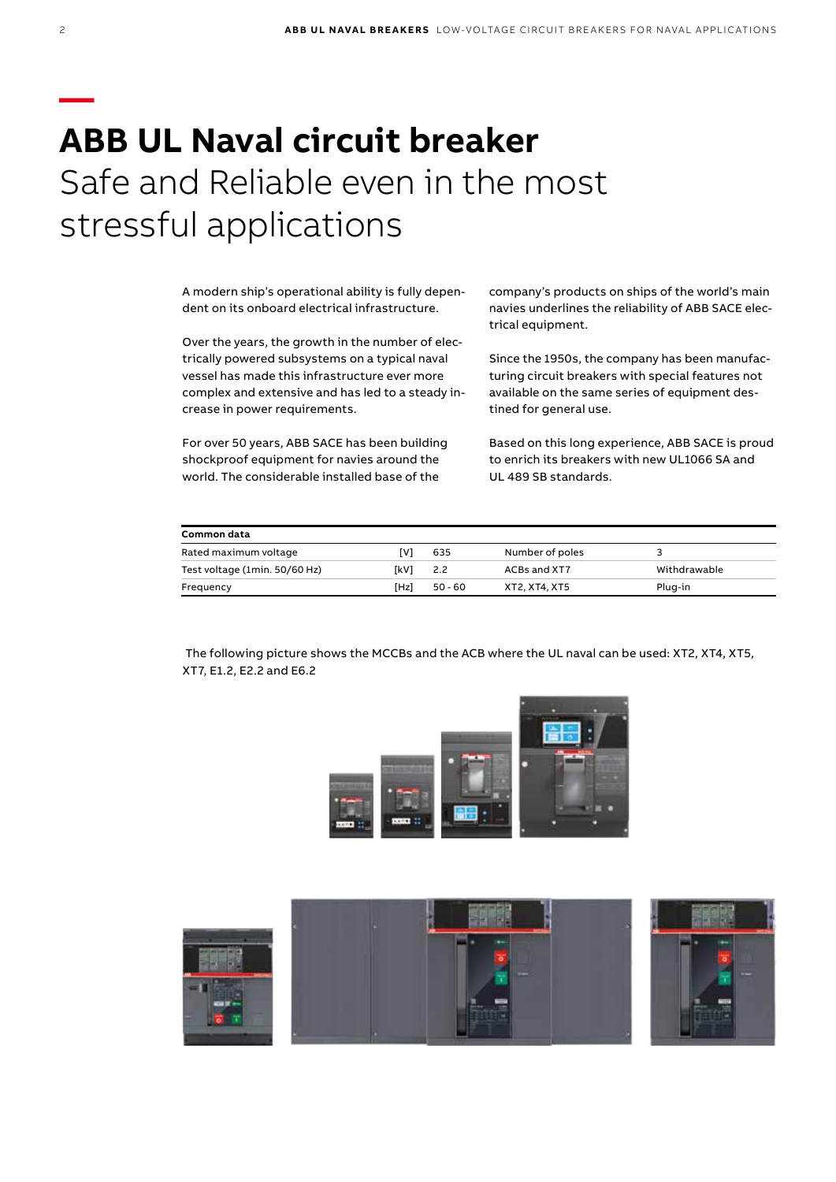# ABB UL Naval circuit breaker

Safe and Reliable even in the most stressful applications

A modern ship's operational ability is fully dependent on its onboard electrical infrastructure.

Over the years, the growth in the number of electrically powered subsystems on a typical naval vessel has made this infrastructure ever more complex and extensive and has led to a steady increase in power requirements.

For over 50 years, ABB SACE has been building shockproof equipment for navies around the world. The considerable installed base of the company's products on ships of the world's main navies underlines the reliability of ABB SACE electrical equipment.

Since the 1950s, the company has been manufacturing circuit breakers with special features not available on the same series of equipment destined for general use.

Based on this long experience, ABB SACE is proud to enrich its breakers with new UL1066 SA and UL 489 SB standards.

| Common data | | | | |
|---|---|---|---|---|
| Rated maximum voltage | [V] | 635 | Number of poles | 3 |
| Test voltage (1min. 50/60 Hz) | [kV] | 2.2 | ACBs and XT7 | Withdrawable |
| Frequency | [Hz] | 50 - 60 | XT2, XT4, XT5 | Plug-in |

The following picture shows the MCCBs and the ACB where the UL naval can be used: XT2, XT4, XT5, XT7, E1.2, E2.2 and E6.2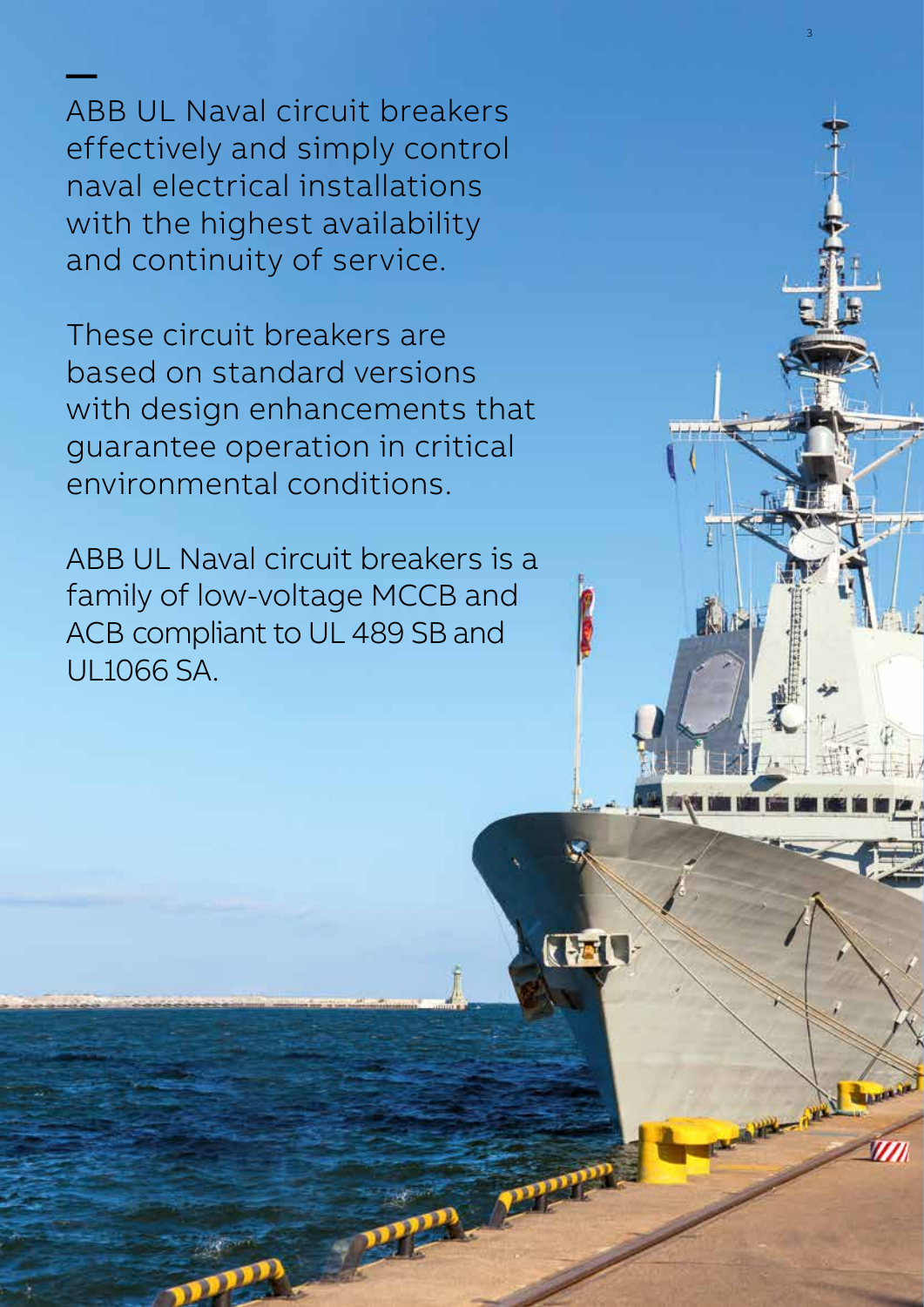ABB UL Naval circuit breakers effectively and simply control naval electrical installations with the highest availability and continuity of service.

These circuit breakers are based on standard versions with design enhancements that guarantee operation in critical environmental conditions.

ABB UL Naval circuit breakers is a family of low-voltage MCCB and ACB compliant to UL 489 SB and UL1066 SA.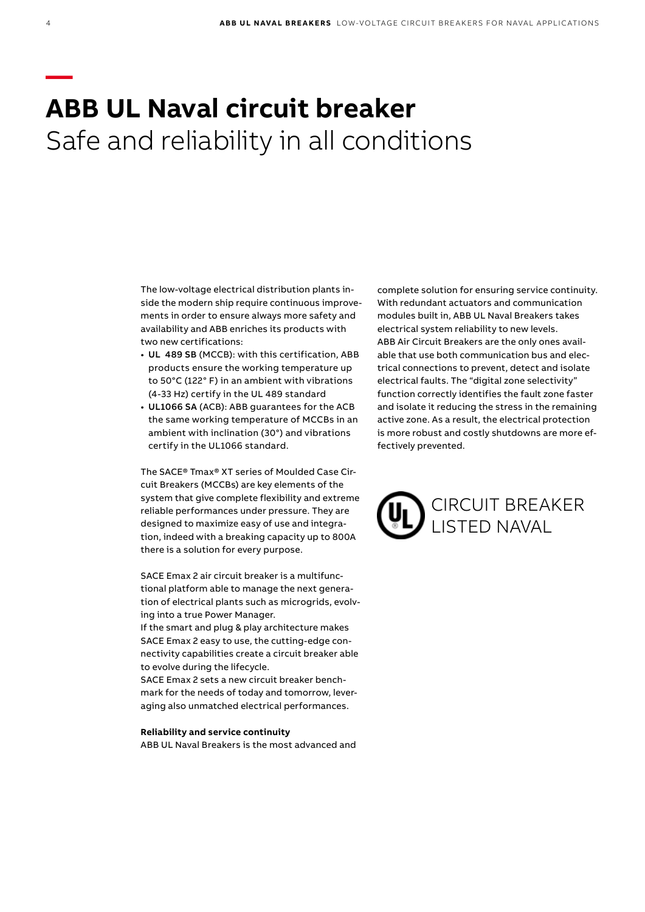# ABB UL Naval circuit breaker

## Safe and reliability in all conditions

The low-voltage electrical distribution plants inside the modern ship require continuous improvements in order to ensure always more safety and availability and ABB enriches its products with two new certifications:

- **UL 489 SB** (MCCB): with this certification, ABB products ensure the working temperature up to 50°C (122° F) in an ambient with vibrations (4-33 Hz) certify in the UL 489 standard
- **UL1066 SA** (ACB): ABB guarantees for the ACB the same working temperature of MCCBs in an ambient with inclination (30°) and vibrations certify in the UL1066 standard.

The SACE® Tmax® XT series of Moulded Case Circuit Breakers (MCCBs) are key elements of the system that give complete flexibility and extreme reliable performances under pressure. They are designed to maximize easy of use and integration, indeed with a breaking capacity up to 800A there is a solution for every purpose.

SACE Emax 2 air circuit breaker is a multifunctional platform able to manage the next generation of electrical plants such as microgrids, evolving into a true Power Manager.
If the smart and plug & play architecture makes SACE Emax 2 easy to use, the cutting-edge connectivity capabilities create a circuit breaker able to evolve during the lifecycle.
SACE Emax 2 sets a new circuit breaker benchmark for the needs of today and tomorrow, leveraging also unmatched electrical performances.

**Reliability and service continuity**

ABB UL Naval Breakers is the most advanced and complete solution for ensuring service continuity. With redundant actuators and communication modules built in, ABB UL Naval Breakers takes electrical system reliability to new levels.
ABB Air Circuit Breakers are the only ones available that use both communication bus and electrical connections to prevent, detect and isolate electrical faults. The "digital zone selectivity" function correctly identifies the fault zone faster and isolate it reducing the stress in the remaining active zone. As a result, the electrical protection is more robust and costly shutdowns are more effectively prevented.

CIRCUIT BREAKER
LISTED NAVAL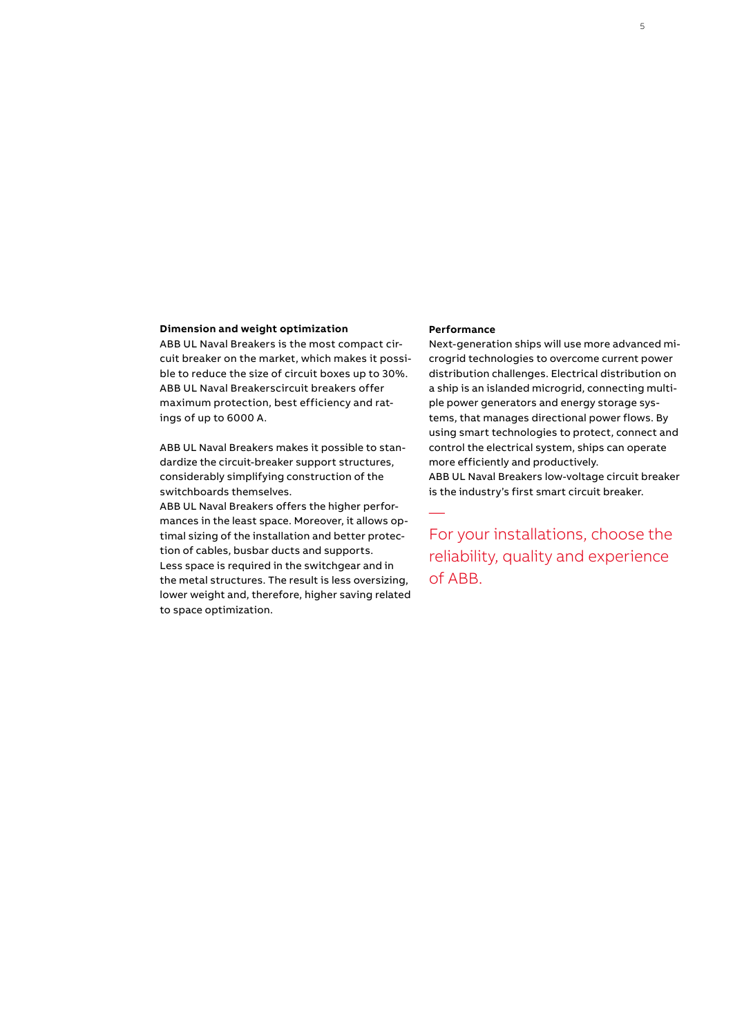### Dimension and weight optimization

ABB UL Naval Breakers is the most compact circuit breaker on the market, which makes it possible to reduce the size of circuit boxes up to 30%. ABB UL Naval Breakerscircuit breakers offer maximum protection, best efficiency and ratings of up to 6000 A.

ABB UL Naval Breakers makes it possible to standardize the circuit-breaker support structures, considerably simplifying construction of the switchboards themselves.
ABB UL Naval Breakers offers the higher performances in the least space. Moreover, it allows optimal sizing of the installation and better protection of cables, busbar ducts and supports.
Less space is required in the switchgear and in the metal structures. The result is less oversizing, lower weight and, therefore, higher saving related to space optimization.

### Performance

Next-generation ships will use more advanced microgrid technologies to overcome current power distribution challenges. Electrical distribution on a ship is an islanded microgrid, connecting multiple power generators and energy storage systems, that manages directional power flows. By using smart technologies to protect, connect and control the electrical system, ships can operate more efficiently and productively.
ABB UL Naval Breakers low-voltage circuit breaker is the industry's first smart circuit breaker.

—
For your installations, choose the reliability, quality and experience of ABB.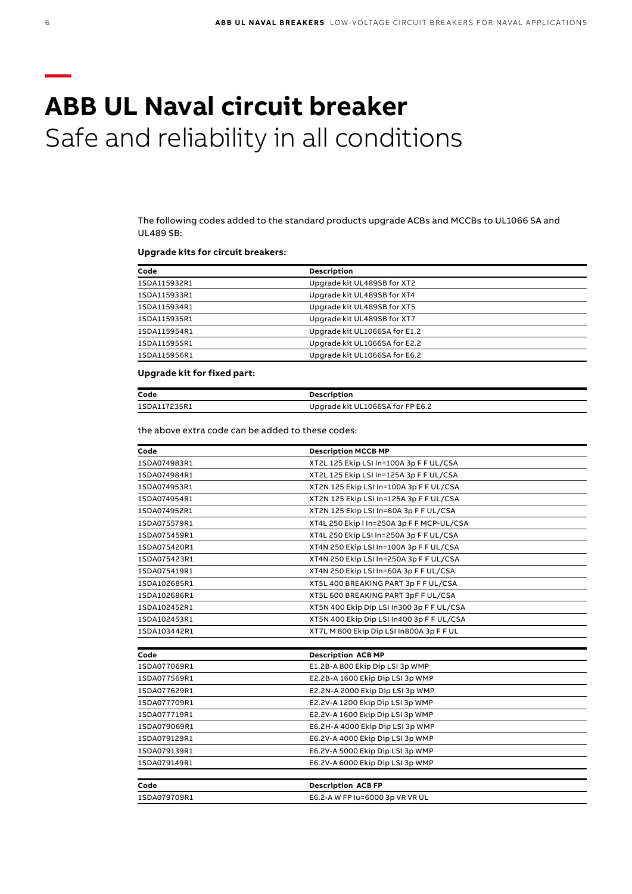# ABB UL Naval circuit breaker

## Safe and reliability in all conditions

The following codes added to the standard products upgrade ACBs and MCCBs to UL1066 SA and UL489 SB:

**Upgrade kits for circuit breakers:**

| Code | Description |
|---|---|
| 1SDA115932R1 | Upgrade kit UL489SB for XT2 |
| 1SDA115933R1 | Upgrade kit UL489SB for XT4 |
| 1SDA115934R1 | Upgrade kit UL489SB for XT5 |
| 1SDA115935R1 | Upgrade kit UL489SB for XT7 |
| 1SDA115954R1 | Upgrade kit UL1066SA for E1.2 |
| 1SDA115955R1 | Upgrade kit UL1066SA for E2.2 |
| 1SDA115956R1 | Upgrade kit UL1066SA for E6.2 |

**Upgrade kit for fixed part:**

| Code | Description |
|---|---|
| 1SDA117235R1 | Upgrade kit UL1066SA for FP E6.2 |

the above extra code can be added to these codes:

| Code | Description MCCB MP |
|---|---|
| 1SDA074983R1 | XT2L 125 Ekip LSI In=100A 3p F F UL/CSA |
| 1SDA074984R1 | XT2L 125 Ekip LSI In=125A 3p F F UL/CSA |
| 1SDA074953R1 | XT2N 125 Ekip LSI In=100A 3p F F UL/CSA |
| 1SDA074954R1 | XT2N 125 Ekip LSI In=125A 3p F F UL/CSA |
| 1SDA074952R1 | XT2N 125 Ekip LSI In=60A 3p F F UL/CSA |
| 1SDA075579R1 | XT4L 250 Ekip I In=250A 3p F F MCP-UL/CSA |
| 1SDA075459R1 | XT4L 250 Ekip LSI In=250A 3p F F UL/CSA |
| 1SDA075420R1 | XT4N 250 Ekip LSI In=100A 3p F F UL/CSA |
| 1SDA075423R1 | XT4N 250 Ekip LSI In=250A 3p F F UL/CSA |
| 1SDA075419R1 | XT4N 250 Ekip LSI In=60A 3p F F UL/CSA |
| 1SDA102685R1 | XT5L 400 BREAKING PART 3p F F UL/CSA |
| 1SDA102686R1 | XT5L 600 BREAKING PART 3pF F UL/CSA |
| 1SDA102452R1 | XT5N 400 Ekip Dip LSI In300 3p F F UL/CSA |
| 1SDA102453R1 | XT5N 400 Ekip Dip LSI In400 3p F F UL/CSA |
| 1SDA103442R1 | XT7L M 800 Ekip Dip LSI In800A 3p F F UL |

| Code | Description ACB MP |
|---|---|
| 1SDA077069R1 | E1.2B-A 800 Ekip Dip LSI 3p WMP |
| 1SDA077569R1 | E2.2B-A 1600 Ekip Dip LSI 3p WMP |
| 1SDA077629R1 | E2.2N-A 2000 Ekip Dip LSI 3p WMP |
| 1SDA077709R1 | E2.2V-A 1200 Ekip Dip LSI 3p WMP |
| 1SDA077719R1 | E2.2V-A 1600 Ekip Dip LSI 3p WMP |
| 1SDA079069R1 | E6.2H-A 4000 Ekip Dip LSI 3p WMP |
| 1SDA079129R1 | E6.2V-A 4000 Ekip Dip LSI 3p WMP |
| 1SDA079139R1 | E6.2V-A 5000 Ekip Dip LSI 3p WMP |
| 1SDA079149R1 | E6.2V-A 6000 Ekip Dip LSI 3p WMP |

| Code | Description ACB FP |
|---|---|
| 1SDA079709R1 | E6.2-A W FP Iu=6000 3p VR VR UL |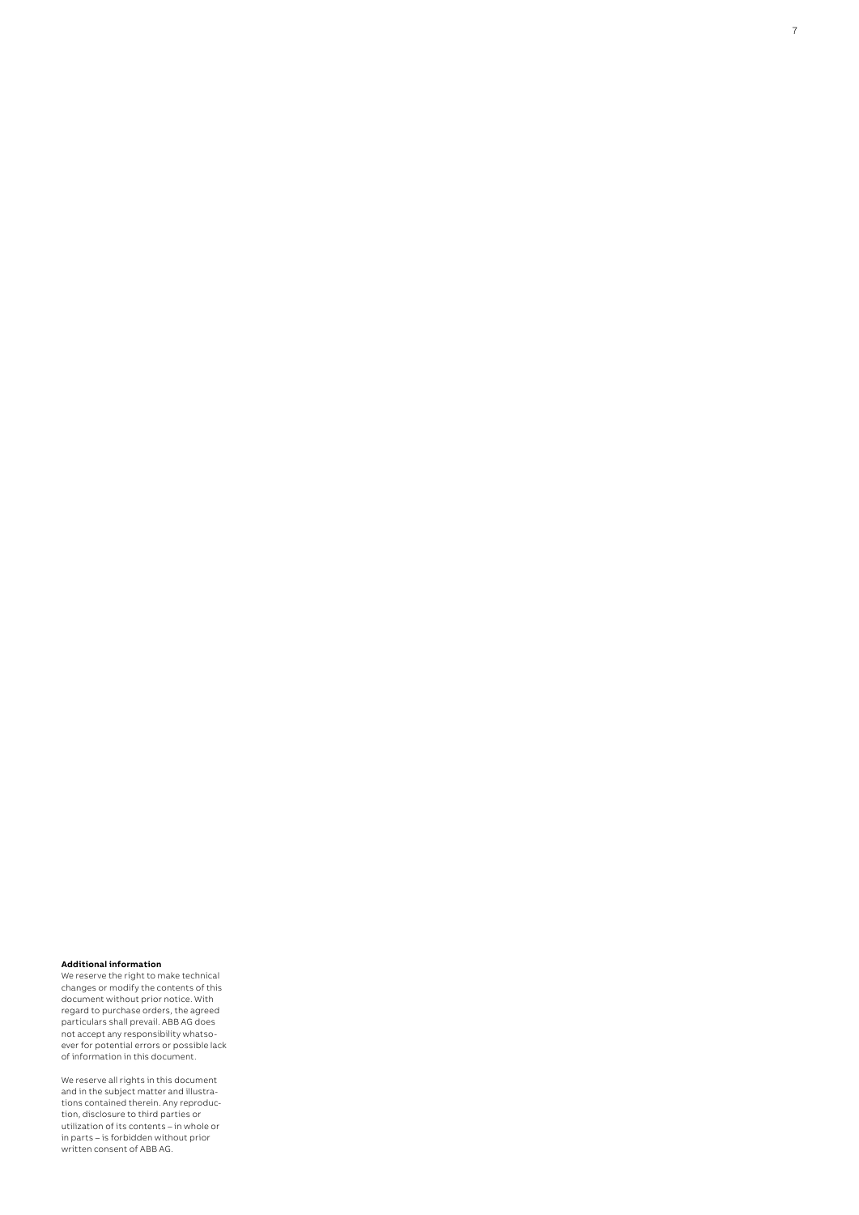**Additional information**

We reserve the right to make technical changes or modify the contents of this document without prior notice. With regard to purchase orders, the agreed particulars shall prevail. ABB AG does not accept any responsibility whatsoever for potential errors or possible lack of information in this document.

We reserve all rights in this document and in the subject matter and illustrations contained therein. Any reproduction, disclosure to third parties or utilization of its contents – in whole or in parts – is forbidden without prior written consent of ABB AG.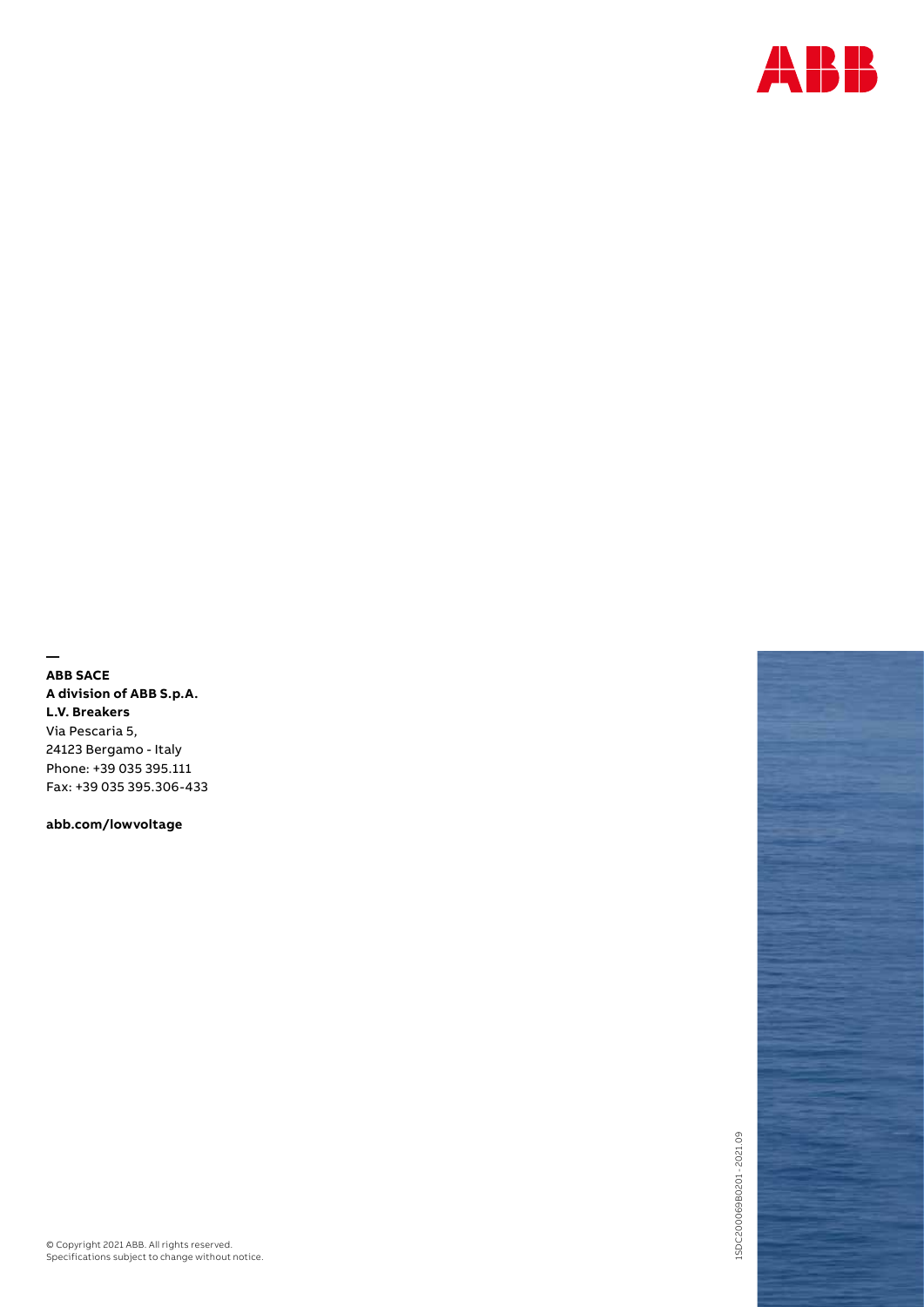—

**ABB SACE**
**A division of ABB S.p.A.**
**L.V. Breakers**
Via Pescaria 5,
24123 Bergamo - Italy
Phone: +39 035 395.111
Fax: +39 035 395.306-433

**abb.com/lowvoltage**

© Copyright 2021 ABB. All rights reserved.
Specifications subject to change without notice.

1SDC200069B0201 - 2021.09